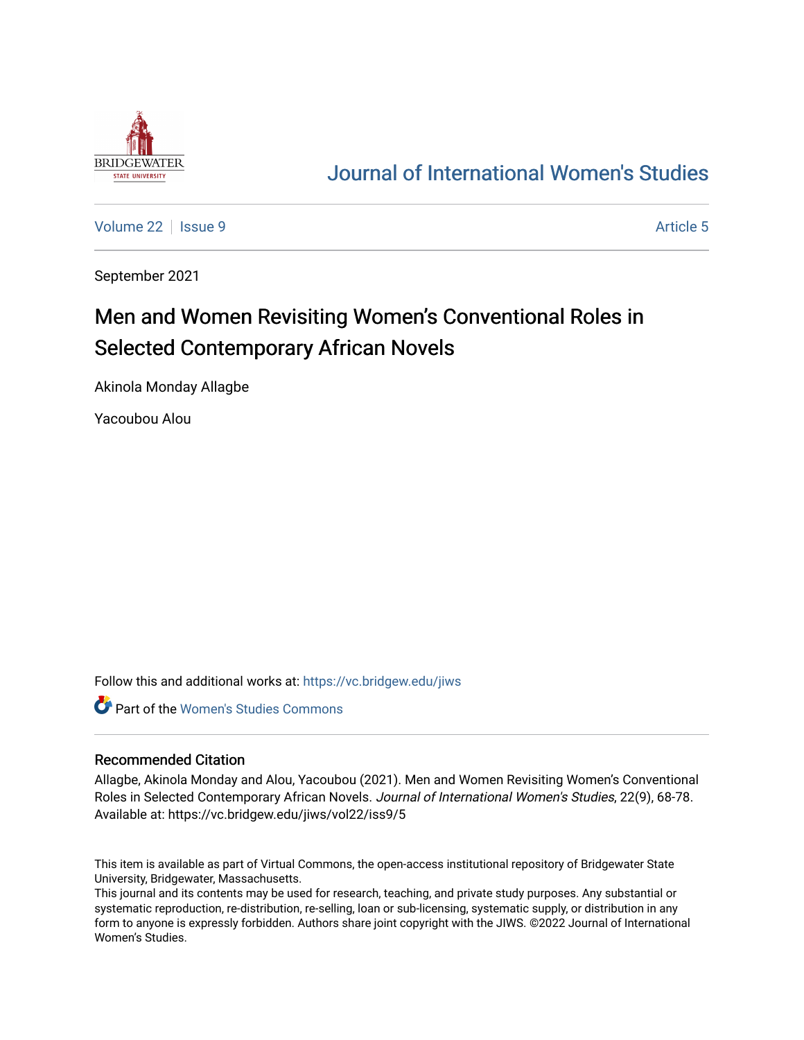BRIDGEWATER STATE UNIVERSITY

# Journal of International Women's Studies

Volume 22 | Issue 9 | Article 5

September 2021

# Men and Women Revisiting Women's Conventional Roles in Selected Contemporary African Novels

Akinola Monday Allagbe

Yacoubou Alou

Follow this and additional works at: https://vc.bridgew.edu/jiws

Part of the Women's Studies Commons

## Recommended Citation

Allagbe, Akinola Monday and Alou, Yacoubou (2021). Men and Women Revisiting Women's Conventional Roles in Selected Contemporary African Novels. *Journal of International Women's Studies*, 22(9), 68-78.
Available at: https://vc.bridgew.edu/jiws/vol22/iss9/5

This item is available as part of Virtual Commons, the open-access institutional repository of Bridgewater State University, Bridgewater, Massachusetts.
This journal and its contents may be used for research, teaching, and private study purposes. Any substantial or systematic reproduction, re-distribution, re-selling, loan or sub-licensing, systematic supply, or distribution in any form to anyone is expressly forbidden. Authors share joint copyright with the JIWS. ©2022 Journal of International Women's Studies.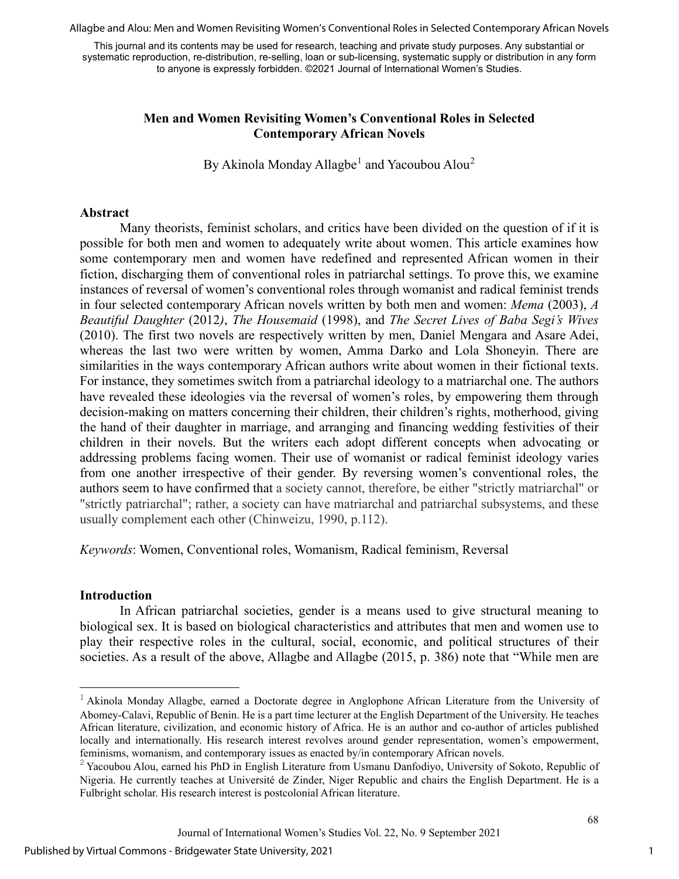This journal and its contents may be used for research, teaching and private study purposes. Any substantial or systematic reproduction, re-distribution, re-selling, loan or sub-licensing, systematic supply or distribution in any form to anyone is expressly forbidden. ©2021 Journal of International Women's Studies.

# Men and Women Revisiting Women's Conventional Roles in Selected Contemporary African Novels

By Akinola Monday Allagbe[1] and Yacoubou Alou[2]

## Abstract

Many theorists, feminist scholars, and critics have been divided on the question of if it is possible for both men and women to adequately write about women. This article examines how some contemporary men and women have redefined and represented African women in their fiction, discharging them of conventional roles in patriarchal settings. To prove this, we examine instances of reversal of women's conventional roles through womanist and radical feminist trends in four selected contemporary African novels written by both men and women: *Mema* (2003), *A Beautiful Daughter* (2012*)*, *The Housemaid* (1998), and *The Secret Lives of Baba Segi's Wives* (2010). The first two novels are respectively written by men, Daniel Mengara and Asare Adei, whereas the last two were written by women, Amma Darko and Lola Shoneyin. There are similarities in the ways contemporary African authors write about women in their fictional texts. For instance, they sometimes switch from a patriarchal ideology to a matriarchal one. The authors have revealed these ideologies via the reversal of women's roles, by empowering them through decision-making on matters concerning their children, their children's rights, motherhood, giving the hand of their daughter in marriage, and arranging and financing wedding festivities of their children in their novels. But the writers each adopt different concepts when advocating or addressing problems facing women. Their use of womanist or radical feminist ideology varies from one another irrespective of their gender. By reversing women's conventional roles, the authors seem to have confirmed that a society cannot, therefore, be either "strictly matriarchal" or "strictly patriarchal"; rather, a society can have matriarchal and patriarchal subsystems, and these usually complement each other (Chinweizu, 1990, p.112).

*Keywords*: Women, Conventional roles, Womanism, Radical feminism, Reversal

## Introduction

In African patriarchal societies, gender is a means used to give structural meaning to biological sex. It is based on biological characteristics and attributes that men and women use to play their respective roles in the cultural, social, economic, and political structures of their societies. As a result of the above, Allagbe and Allagbe (2015, p. 386) note that "While men are

---

[1] Akinola Monday Allagbe, earned a Doctorate degree in Anglophone African Literature from the University of Abomey-Calavi, Republic of Benin. He is a part time lecturer at the English Department of the University. He teaches African literature, civilization, and economic history of Africa. He is an author and co-author of articles published locally and internationally. His research interest revolves around gender representation, women's empowerment, feminisms, womanism, and contemporary issues as enacted by/in contemporary African novels.

[2] Yacoubou Alou, earned his PhD in English Literature from Usmanu Danfodiyo, University of Sokoto, Republic of Nigeria. He currently teaches at Université de Zinder, Niger Republic and chairs the English Department. He is a Fulbright scholar. His research interest is postcolonial African literature.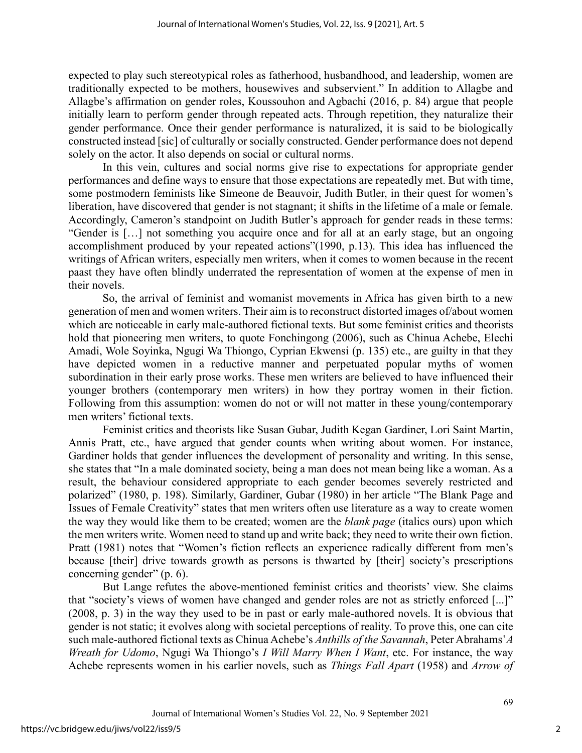expected to play such stereotypical roles as fatherhood, husbandhood, and leadership, women are traditionally expected to be mothers, housewives and subservient." In addition to Allagbe and Allagbe's affirmation on gender roles, Koussouhon and Agbachi (2016, p. 84) argue that people initially learn to perform gender through repeated acts. Through repetition, they naturalize their gender performance. Once their gender performance is naturalized, it is said to be biologically constructed instead [sic] of culturally or socially constructed. Gender performance does not depend solely on the actor. It also depends on social or cultural norms.

In this vein, cultures and social norms give rise to expectations for appropriate gender performances and define ways to ensure that those expectations are repeatedly met. But with time, some postmodern feminists like Simeone de Beauvoir, Judith Butler, in their quest for women's liberation, have discovered that gender is not stagnant; it shifts in the lifetime of a male or female. Accordingly, Cameron's standpoint on Judith Butler's approach for gender reads in these terms: "Gender is […] not something you acquire once and for all at an early stage, but an ongoing accomplishment produced by your repeated actions"(1990, p.13). This idea has influenced the writings of African writers, especially men writers, when it comes to women because in the recent paast they have often blindly underrated the representation of women at the expense of men in their novels.

So, the arrival of feminist and womanist movements in Africa has given birth to a new generation of men and women writers. Their aim is to reconstruct distorted images of/about women which are noticeable in early male-authored fictional texts. But some feminist critics and theorists hold that pioneering men writers, to quote Fonchingong (2006), such as Chinua Achebe, Elechi Amadi, Wole Soyinka, Ngugi Wa Thiongo, Cyprian Ekwensi (p. 135) etc., are guilty in that they have depicted women in a reductive manner and perpetuated popular myths of women subordination in their early prose works. These men writers are believed to have influenced their younger brothers (contemporary men writers) in how they portray women in their fiction. Following from this assumption: women do not or will not matter in these young/contemporary men writers' fictional texts.

Feminist critics and theorists like Susan Gubar, Judith Kegan Gardiner, Lori Saint Martin, Annis Pratt, etc., have argued that gender counts when writing about women. For instance, Gardiner holds that gender influences the development of personality and writing. In this sense, she states that "In a male dominated society, being a man does not mean being like a woman. As a result, the behaviour considered appropriate to each gender becomes severely restricted and polarized" (1980, p. 198). Similarly, Gardiner, Gubar (1980) in her article "The Blank Page and Issues of Female Creativity" states that men writers often use literature as a way to create women the way they would like them to be created; women are the *blank page* (italics ours) upon which the men writers write. Women need to stand up and write back; they need to write their own fiction. Pratt (1981) notes that "Women's fiction reflects an experience radically different from men's because [their] drive towards growth as persons is thwarted by [their] society's prescriptions concerning gender" (p. 6).

But Lange refutes the above-mentioned feminist critics and theorists' view. She claims that "society's views of women have changed and gender roles are not as strictly enforced [...]" (2008, p. 3) in the way they used to be in past or early male-authored novels. It is obvious that gender is not static; it evolves along with societal perceptions of reality. To prove this, one can cite such male-authored fictional texts as Chinua Achebe's *Anthills of the Savannah*, Peter Abrahams' *A Wreath for Udomo*, Ngugi Wa Thiongo's *I Will Marry When I Want*, etc. For instance, the way Achebe represents women in his earlier novels, such as *Things Fall Apart* (1958) and *Arrow of*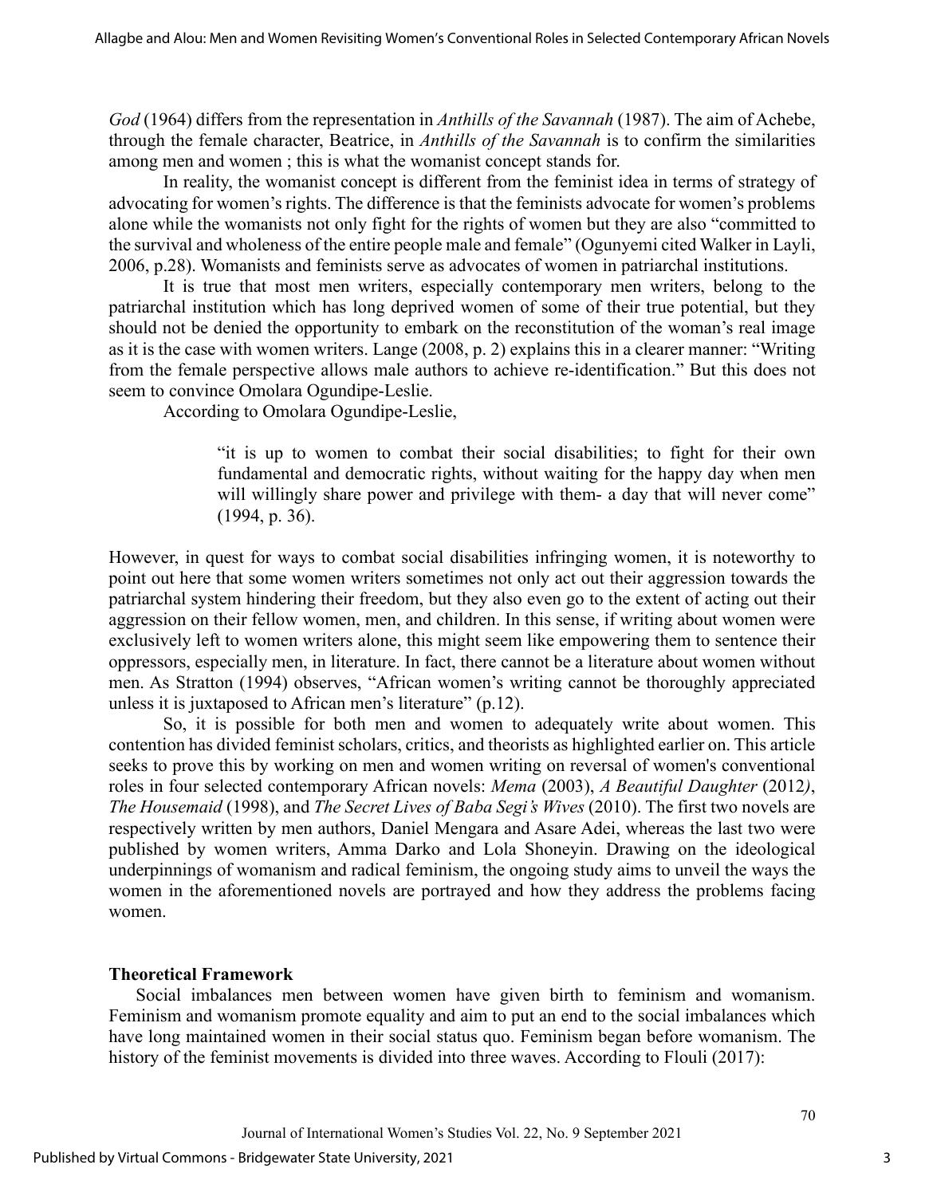*God* (1964) differs from the representation in *Anthills of the Savannah* (1987). The aim of Achebe, through the female character, Beatrice, in *Anthills of the Savannah* is to confirm the similarities among men and women ; this is what the womanist concept stands for.

In reality, the womanist concept is different from the feminist idea in terms of strategy of advocating for women's rights. The difference is that the feminists advocate for women's problems alone while the womanists not only fight for the rights of women but they are also "committed to the survival and wholeness of the entire people male and female" (Ogunyemi cited Walker in Layli, 2006, p.28). Womanists and feminists serve as advocates of women in patriarchal institutions.

It is true that most men writers, especially contemporary men writers, belong to the patriarchal institution which has long deprived women of some of their true potential, but they should not be denied the opportunity to embark on the reconstitution of the woman's real image as it is the case with women writers. Lange (2008, p. 2) explains this in a clearer manner: "Writing from the female perspective allows male authors to achieve re-identification." But this does not seem to convince Omolara Ogundipe-Leslie.

According to Omolara Ogundipe-Leslie,

> "it is up to women to combat their social disabilities; to fight for their own fundamental and democratic rights, without waiting for the happy day when men will willingly share power and privilege with them- a day that will never come" (1994, p. 36).

However, in quest for ways to combat social disabilities infringing women, it is noteworthy to point out here that some women writers sometimes not only act out their aggression towards the patriarchal system hindering their freedom, but they also even go to the extent of acting out their aggression on their fellow women, men, and children. In this sense, if writing about women were exclusively left to women writers alone, this might seem like empowering them to sentence their oppressors, especially men, in literature. In fact, there cannot be a literature about women without men. As Stratton (1994) observes, "African women's writing cannot be thoroughly appreciated unless it is juxtaposed to African men's literature" (p.12).

So, it is possible for both men and women to adequately write about women. This contention has divided feminist scholars, critics, and theorists as highlighted earlier on. This article seeks to prove this by working on men and women writing on reversal of women's conventional roles in four selected contemporary African novels: *Mema* (2003), *A Beautiful Daughter* (2012*)*, *The Housemaid* (1998), and *The Secret Lives of Baba Segi's Wives* (2010). The first two novels are respectively written by men authors, Daniel Mengara and Asare Adei, whereas the last two were published by women writers, Amma Darko and Lola Shoneyin. Drawing on the ideological underpinnings of womanism and radical feminism, the ongoing study aims to unveil the ways the women in the aforementioned novels are portrayed and how they address the problems facing women.

## Theoretical Framework

Social imbalances men between women have given birth to feminism and womanism. Feminism and womanism promote equality and aim to put an end to the social imbalances which have long maintained women in their social status quo. Feminism began before womanism. The history of the feminist movements is divided into three waves. According to Flouli (2017):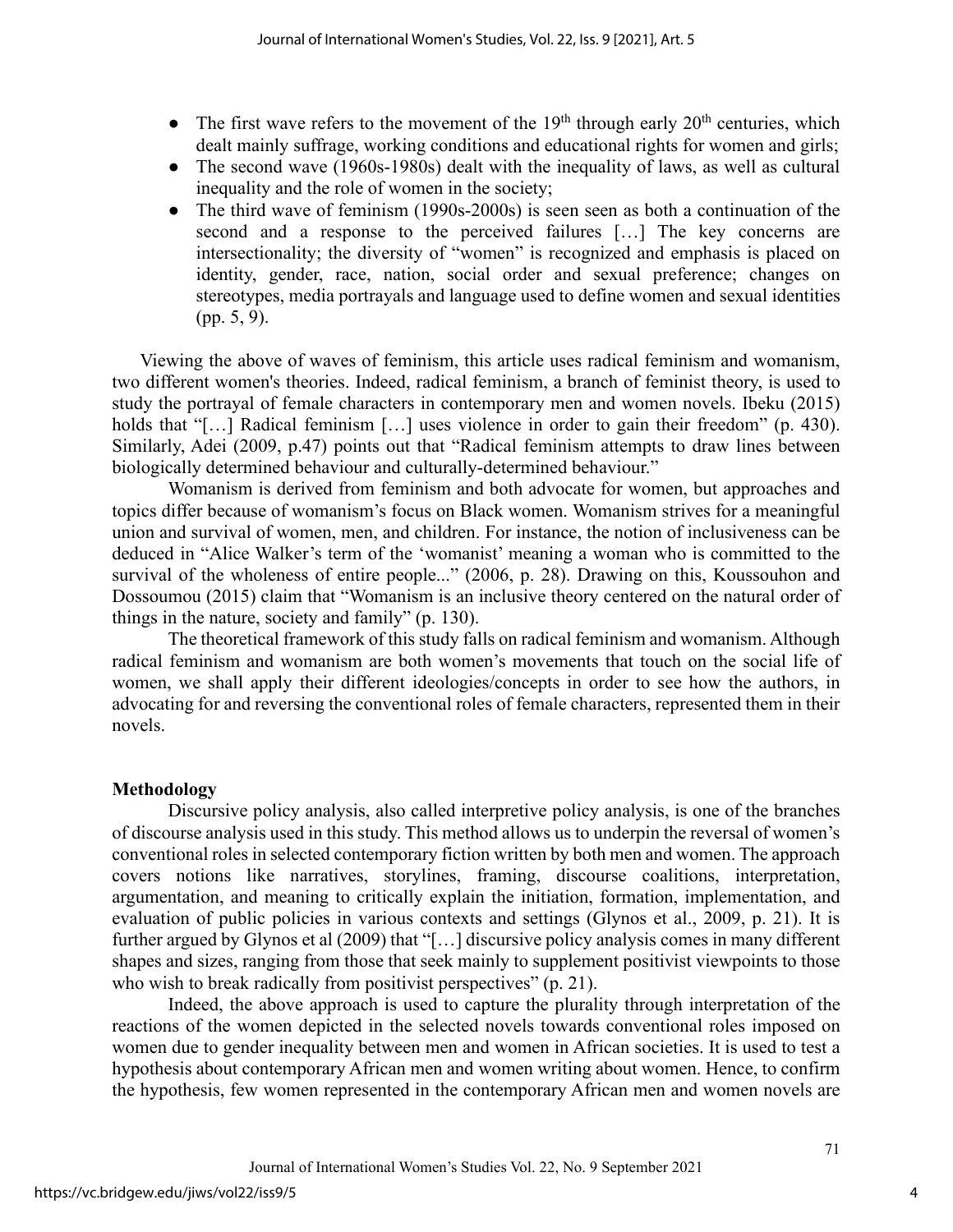- The first wave refers to the movement of the 19th through early 20th centuries, which dealt mainly suffrage, working conditions and educational rights for women and girls;
- The second wave (1960s-1980s) dealt with the inequality of laws, as well as cultural inequality and the role of women in the society;
- The third wave of feminism (1990s-2000s) is seen seen as both a continuation of the second and a response to the perceived failures […] The key concerns are intersectionality; the diversity of "women" is recognized and emphasis is placed on identity, gender, race, nation, social order and sexual preference; changes on stereotypes, media portrayals and language used to define women and sexual identities (pp. 5, 9).

Viewing the above of waves of feminism, this article uses radical feminism and womanism, two different women's theories. Indeed, radical feminism, a branch of feminist theory, is used to study the portrayal of female characters in contemporary men and women novels. Ibeku (2015) holds that "[…] Radical feminism […] uses violence in order to gain their freedom" (p. 430). Similarly, Adei (2009, p.47) points out that "Radical feminism attempts to draw lines between biologically determined behaviour and culturally-determined behaviour."

Womanism is derived from feminism and both advocate for women, but approaches and topics differ because of womanism's focus on Black women. Womanism strives for a meaningful union and survival of women, men, and children. For instance, the notion of inclusiveness can be deduced in "Alice Walker's term of the 'womanist' meaning a woman who is committed to the survival of the wholeness of entire people..." (2006, p. 28). Drawing on this, Koussouhon and Dossoumou (2015) claim that "Womanism is an inclusive theory centered on the natural order of things in the nature, society and family" (p. 130).

The theoretical framework of this study falls on radical feminism and womanism. Although radical feminism and womanism are both women's movements that touch on the social life of women, we shall apply their different ideologies/concepts in order to see how the authors, in advocating for and reversing the conventional roles of female characters, represented them in their novels.

## Methodology

Discursive policy analysis, also called interpretive policy analysis, is one of the branches of discourse analysis used in this study. This method allows us to underpin the reversal of women's conventional roles in selected contemporary fiction written by both men and women. The approach covers notions like narratives, storylines, framing, discourse coalitions, interpretation, argumentation, and meaning to critically explain the initiation, formation, implementation, and evaluation of public policies in various contexts and settings (Glynos et al., 2009, p. 21). It is further argued by Glynos et al (2009) that "[…] discursive policy analysis comes in many different shapes and sizes, ranging from those that seek mainly to supplement positivist viewpoints to those who wish to break radically from positivist perspectives" (p. 21).

Indeed, the above approach is used to capture the plurality through interpretation of the reactions of the women depicted in the selected novels towards conventional roles imposed on women due to gender inequality between men and women in African societies. It is used to test a hypothesis about contemporary African men and women writing about women. Hence, to confirm the hypothesis, few women represented in the contemporary African men and women novels are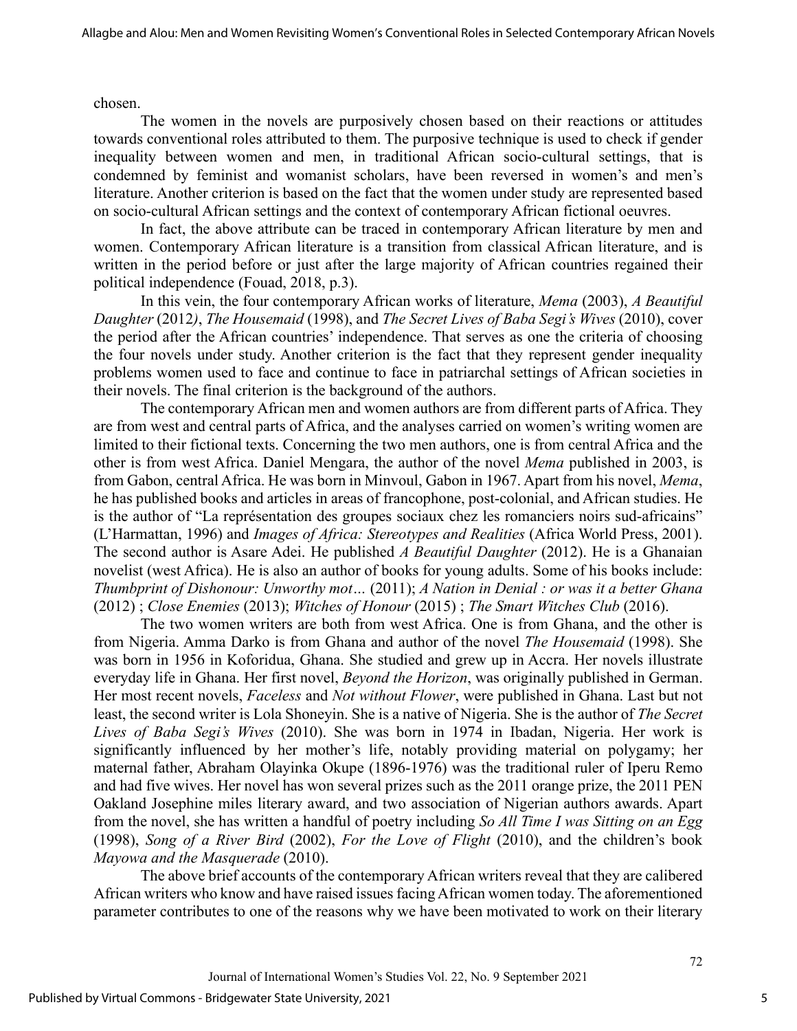chosen.

The women in the novels are purposively chosen based on their reactions or attitudes towards conventional roles attributed to them. The purposive technique is used to check if gender inequality between women and men, in traditional African socio-cultural settings, that is condemned by feminist and womanist scholars, have been reversed in women's and men's literature. Another criterion is based on the fact that the women under study are represented based on socio-cultural African settings and the context of contemporary African fictional oeuvres.

In fact, the above attribute can be traced in contemporary African literature by men and women. Contemporary African literature is a transition from classical African literature, and is written in the period before or just after the large majority of African countries regained their political independence (Fouad, 2018, p.3).

In this vein, the four contemporary African works of literature, *Mema* (2003), *A Beautiful Daughter* (2012), *The Housemaid* (1998), and *The Secret Lives of Baba Segi's Wives* (2010), cover the period after the African countries' independence. That serves as one the criteria of choosing the four novels under study. Another criterion is the fact that they represent gender inequality problems women used to face and continue to face in patriarchal settings of African societies in their novels. The final criterion is the background of the authors.

The contemporary African men and women authors are from different parts of Africa. They are from west and central parts of Africa, and the analyses carried on women's writing women are limited to their fictional texts. Concerning the two men authors, one is from central Africa and the other is from west Africa. Daniel Mengara, the author of the novel *Mema* published in 2003, is from Gabon, central Africa. He was born in Minvoul, Gabon in 1967. Apart from his novel, *Mema*, he has published books and articles in areas of francophone, post-colonial, and African studies. He is the author of "La représentation des groupes sociaux chez les romanciers noirs sud-africains" (L'Harmattan, 1996) and *Images of Africa: Stereotypes and Realities* (Africa World Press, 2001). The second author is Asare Adei. He published *A Beautiful Daughter* (2012). He is a Ghanaian novelist (west Africa). He is also an author of books for young adults. Some of his books include: *Thumbprint of Dishonour: Unworthy mot…* (2011); *A Nation in Denial : or was it a better Ghana* (2012) ; *Close Enemies* (2013); *Witches of Honour* (2015) ; *The Smart Witches Club* (2016).

The two women writers are both from west Africa. One is from Ghana, and the other is from Nigeria. Amma Darko is from Ghana and author of the novel *The Housemaid* (1998). She was born in 1956 in Koforidua, Ghana. She studied and grew up in Accra. Her novels illustrate everyday life in Ghana. Her first novel, *Beyond the Horizon*, was originally published in German. Her most recent novels, *Faceless* and *Not without Flower*, were published in Ghana. Last but not least, the second writer is Lola Shoneyin. She is a native of Nigeria. She is the author of *The Secret Lives of Baba Segi's Wives* (2010). She was born in 1974 in Ibadan, Nigeria. Her work is significantly influenced by her mother's life, notably providing material on polygamy; her maternal father, Abraham Olayinka Okupe (1896-1976) was the traditional ruler of Iperu Remo and had five wives. Her novel has won several prizes such as the 2011 orange prize, the 2011 PEN Oakland Josephine miles literary award, and two association of Nigerian authors awards. Apart from the novel, she has written a handful of poetry including *So All Time I was Sitting on an Egg* (1998), *Song of a River Bird* (2002), *For the Love of Flight* (2010), and the children's book *Mayowa and the Masquerade* (2010).

The above brief accounts of the contemporary African writers reveal that they are calibered African writers who know and have raised issues facing African women today. The aforementioned parameter contributes to one of the reasons why we have been motivated to work on their literary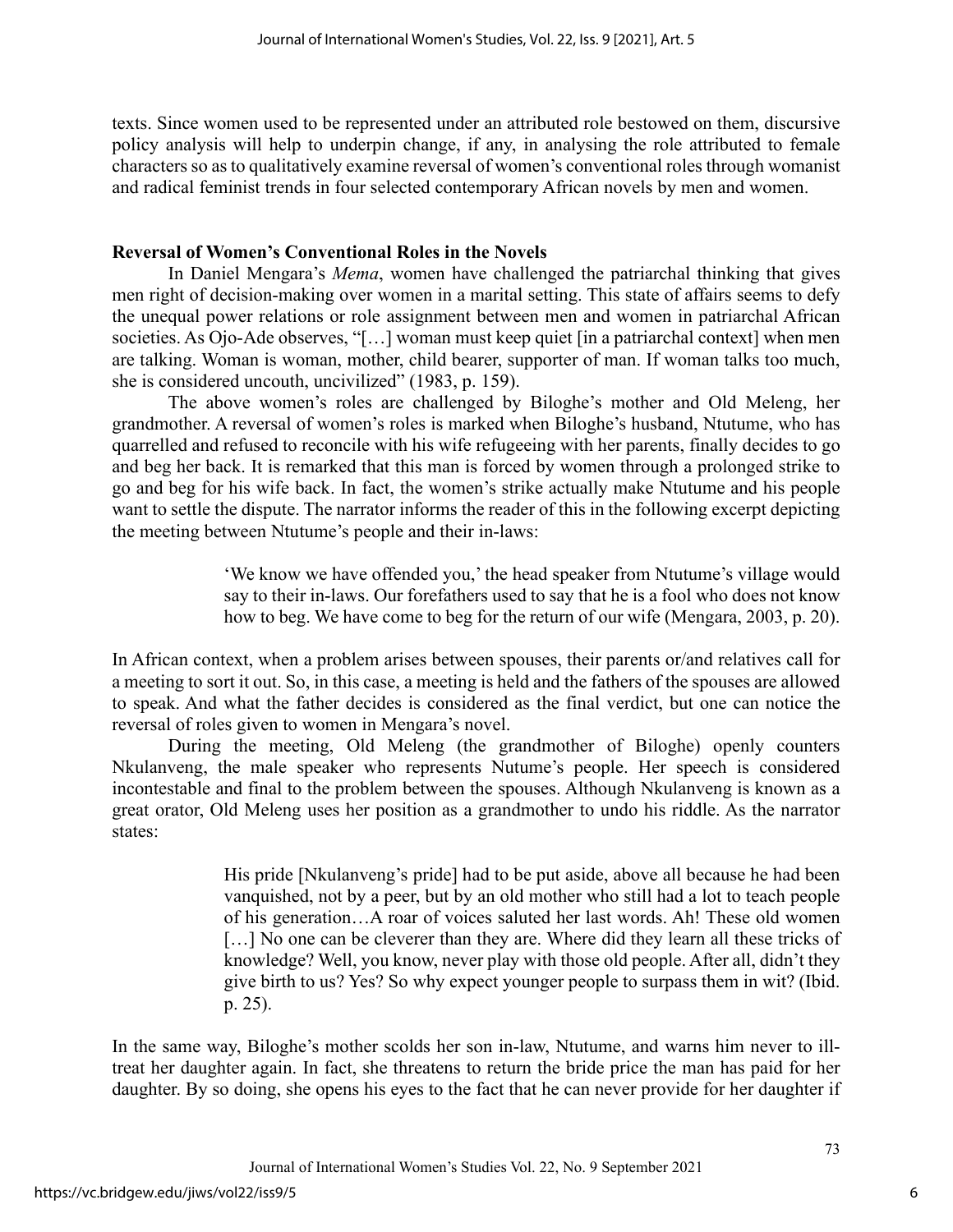texts. Since women used to be represented under an attributed role bestowed on them, discursive policy analysis will help to underpin change, if any, in analysing the role attributed to female characters so as to qualitatively examine reversal of women's conventional roles through womanist and radical feminist trends in four selected contemporary African novels by men and women.

## Reversal of Women's Conventional Roles in the Novels

In Daniel Mengara's *Mema*, women have challenged the patriarchal thinking that gives men right of decision-making over women in a marital setting. This state of affairs seems to defy the unequal power relations or role assignment between men and women in patriarchal African societies. As Ojo-Ade observes, "[…] woman must keep quiet [in a patriarchal context] when men are talking. Woman is woman, mother, child bearer, supporter of man. If woman talks too much, she is considered uncouth, uncivilized" (1983, p. 159).

The above women's roles are challenged by Biloghe's mother and Old Meleng, her grandmother. A reversal of women's roles is marked when Biloghe's husband, Ntutume, who has quarrelled and refused to reconcile with his wife refugeeing with her parents, finally decides to go and beg her back. It is remarked that this man is forced by women through a prolonged strike to go and beg for his wife back. In fact, the women's strike actually make Ntutume and his people want to settle the dispute. The narrator informs the reader of this in the following excerpt depicting the meeting between Ntutume's people and their in-laws:

> 'We know we have offended you,' the head speaker from Ntutume's village would say to their in-laws. Our forefathers used to say that he is a fool who does not know how to beg. We have come to beg for the return of our wife (Mengara, 2003, p. 20).

In African context, when a problem arises between spouses, their parents or/and relatives call for a meeting to sort it out. So, in this case, a meeting is held and the fathers of the spouses are allowed to speak. And what the father decides is considered as the final verdict, but one can notice the reversal of roles given to women in Mengara's novel.

During the meeting, Old Meleng (the grandmother of Biloghe) openly counters Nkulanveng, the male speaker who represents Nutume's people. Her speech is considered incontestable and final to the problem between the spouses. Although Nkulanveng is known as a great orator, Old Meleng uses her position as a grandmother to undo his riddle. As the narrator states:

> His pride [Nkulanveng's pride] had to be put aside, above all because he had been vanquished, not by a peer, but by an old mother who still had a lot to teach people of his generation…A roar of voices saluted her last words. Ah! These old women […] No one can be cleverer than they are. Where did they learn all these tricks of knowledge? Well, you know, never play with those old people. After all, didn't they give birth to us? Yes? So why expect younger people to surpass them in wit? (Ibid. p. 25).

In the same way, Biloghe's mother scolds her son in-law, Ntutume, and warns him never to ill-treat her daughter again. In fact, she threatens to return the bride price the man has paid for her daughter. By so doing, she opens his eyes to the fact that he can never provide for her daughter if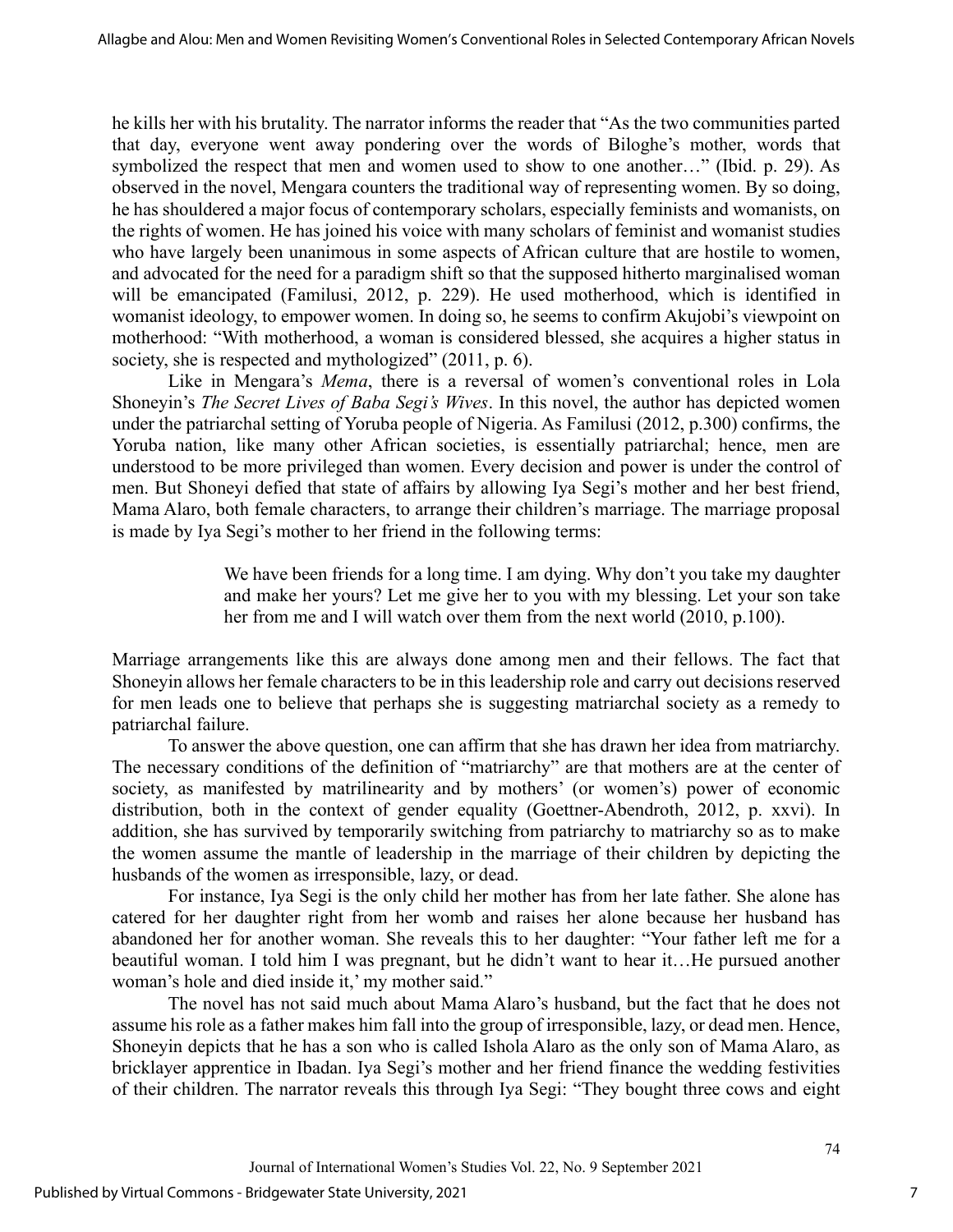he kills her with his brutality. The narrator informs the reader that "As the two communities parted that day, everyone went away pondering over the words of Biloghe's mother, words that symbolized the respect that men and women used to show to one another…" (Ibid. p. 29). As observed in the novel, Mengara counters the traditional way of representing women. By so doing, he has shouldered a major focus of contemporary scholars, especially feminists and womanists, on the rights of women. He has joined his voice with many scholars of feminist and womanist studies who have largely been unanimous in some aspects of African culture that are hostile to women, and advocated for the need for a paradigm shift so that the supposed hitherto marginalised woman will be emancipated (Familusi, 2012, p. 229). He used motherhood, which is identified in womanist ideology, to empower women. In doing so, he seems to confirm Akujobi's viewpoint on motherhood: "With motherhood, a woman is considered blessed, she acquires a higher status in society, she is respected and mythologized" (2011, p. 6).

Like in Mengara's *Mema*, there is a reversal of women's conventional roles in Lola Shoneyin's *The Secret Lives of Baba Segi's Wives*. In this novel, the author has depicted women under the patriarchal setting of Yoruba people of Nigeria. As Familusi (2012, p.300) confirms, the Yoruba nation, like many other African societies, is essentially patriarchal; hence, men are understood to be more privileged than women. Every decision and power is under the control of men. But Shoneyi defied that state of affairs by allowing Iya Segi's mother and her best friend, Mama Alaro, both female characters, to arrange their children's marriage. The marriage proposal is made by Iya Segi's mother to her friend in the following terms:

> We have been friends for a long time. I am dying. Why don't you take my daughter and make her yours? Let me give her to you with my blessing. Let your son take her from me and I will watch over them from the next world (2010, p.100).

Marriage arrangements like this are always done among men and their fellows. The fact that Shoneyin allows her female characters to be in this leadership role and carry out decisions reserved for men leads one to believe that perhaps she is suggesting matriarchal society as a remedy to patriarchal failure.

To answer the above question, one can affirm that she has drawn her idea from matriarchy. The necessary conditions of the definition of "matriarchy" are that mothers are at the center of society, as manifested by matrilinearity and by mothers' (or women's) power of economic distribution, both in the context of gender equality (Goettner-Abendroth, 2012, p. xxvi). In addition, she has survived by temporarily switching from patriarchy to matriarchy so as to make the women assume the mantle of leadership in the marriage of their children by depicting the husbands of the women as irresponsible, lazy, or dead.

For instance, Iya Segi is the only child her mother has from her late father. She alone has catered for her daughter right from her womb and raises her alone because her husband has abandoned her for another woman. She reveals this to her daughter: "Your father left me for a beautiful woman. I told him I was pregnant, but he didn't want to hear it…He pursued another woman's hole and died inside it,' my mother said."

The novel has not said much about Mama Alaro's husband, but the fact that he does not assume his role as a father makes him fall into the group of irresponsible, lazy, or dead men. Hence, Shoneyin depicts that he has a son who is called Ishola Alaro as the only son of Mama Alaro, as bricklayer apprentice in Ibadan. Iya Segi's mother and her friend finance the wedding festivities of their children. The narrator reveals this through Iya Segi: "They bought three cows and eight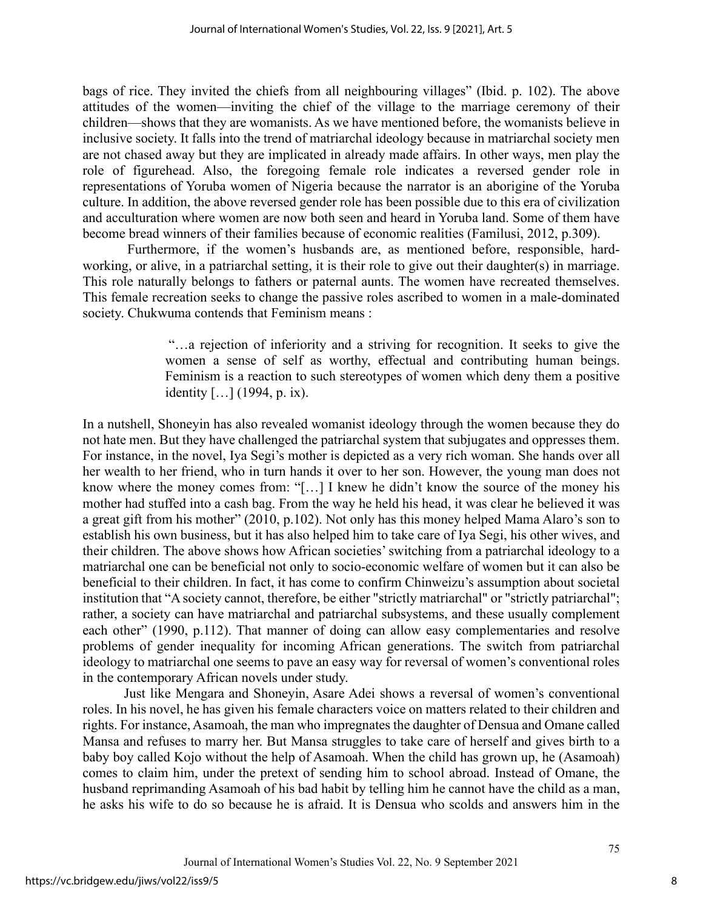bags of rice. They invited the chiefs from all neighbouring villages" (Ibid. p. 102). The above attitudes of the women—inviting the chief of the village to the marriage ceremony of their children—shows that they are womanists. As we have mentioned before, the womanists believe in inclusive society. It falls into the trend of matriarchal ideology because in matriarchal society men are not chased away but they are implicated in already made affairs. In other ways, men play the role of figurehead. Also, the foregoing female role indicates a reversed gender role in representations of Yoruba women of Nigeria because the narrator is an aborigine of the Yoruba culture. In addition, the above reversed gender role has been possible due to this era of civilization and acculturation where women are now both seen and heard in Yoruba land. Some of them have become bread winners of their families because of economic realities (Familusi, 2012, p.309).

Furthermore, if the women's husbands are, as mentioned before, responsible, hard-working, or alive, in a patriarchal setting, it is their role to give out their daughter(s) in marriage. This role naturally belongs to fathers or paternal aunts. The women have recreated themselves. This female recreation seeks to change the passive roles ascribed to women in a male-dominated society. Chukwuma contends that Feminism means :

> "…a rejection of inferiority and a striving for recognition. It seeks to give the women a sense of self as worthy, effectual and contributing human beings. Feminism is a reaction to such stereotypes of women which deny them a positive identity […] (1994, p. ix).

In a nutshell, Shoneyin has also revealed womanist ideology through the women because they do not hate men. But they have challenged the patriarchal system that subjugates and oppresses them. For instance, in the novel, Iya Segi's mother is depicted as a very rich woman. She hands over all her wealth to her friend, who in turn hands it over to her son. However, the young man does not know where the money comes from: "[…] I knew he didn't know the source of the money his mother had stuffed into a cash bag. From the way he held his head, it was clear he believed it was a great gift from his mother" (2010, p.102). Not only has this money helped Mama Alaro's son to establish his own business, but it has also helped him to take care of Iya Segi, his other wives, and their children. The above shows how African societies' switching from a patriarchal ideology to a matriarchal one can be beneficial not only to socio-economic welfare of women but it can also be beneficial to their children. In fact, it has come to confirm Chinweizu's assumption about societal institution that "A society cannot, therefore, be either "strictly matriarchal" or "strictly patriarchal"; rather, a society can have matriarchal and patriarchal subsystems, and these usually complement each other" (1990, p.112). That manner of doing can allow easy complementaries and resolve problems of gender inequality for incoming African generations. The switch from patriarchal ideology to matriarchal one seems to pave an easy way for reversal of women's conventional roles in the contemporary African novels under study.

Just like Mengara and Shoneyin, Asare Adei shows a reversal of women's conventional roles. In his novel, he has given his female characters voice on matters related to their children and rights. For instance, Asamoah, the man who impregnates the daughter of Densua and Omane called Mansa and refuses to marry her. But Mansa struggles to take care of herself and gives birth to a baby boy called Kojo without the help of Asamoah. When the child has grown up, he (Asamoah) comes to claim him, under the pretext of sending him to school abroad. Instead of Omane, the husband reprimanding Asamoah of his bad habit by telling him he cannot have the child as a man, he asks his wife to do so because he is afraid. It is Densua who scolds and answers him in the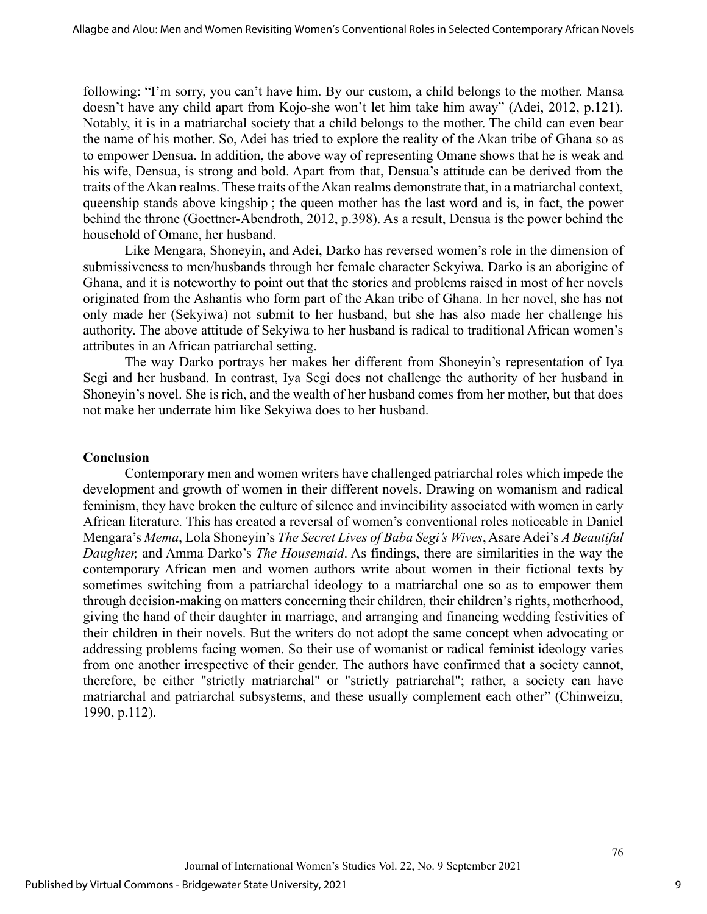following: "I'm sorry, you can't have him. By our custom, a child belongs to the mother. Mansa doesn't have any child apart from Kojo-she won't let him take him away" (Adei, 2012, p.121). Notably, it is in a matriarchal society that a child belongs to the mother. The child can even bear the name of his mother. So, Adei has tried to explore the reality of the Akan tribe of Ghana so as to empower Densua. In addition, the above way of representing Omane shows that he is weak and his wife, Densua, is strong and bold. Apart from that, Densua's attitude can be derived from the traits of the Akan realms. These traits of the Akan realms demonstrate that, in a matriarchal context, queenship stands above kingship ; the queen mother has the last word and is, in fact, the power behind the throne (Goettner-Abendroth, 2012, p.398). As a result, Densua is the power behind the household of Omane, her husband.

Like Mengara, Shoneyin, and Adei, Darko has reversed women's role in the dimension of submissiveness to men/husbands through her female character Sekyiwa. Darko is an aborigine of Ghana, and it is noteworthy to point out that the stories and problems raised in most of her novels originated from the Ashantis who form part of the Akan tribe of Ghana. In her novel, she has not only made her (Sekyiwa) not submit to her husband, but she has also made her challenge his authority. The above attitude of Sekyiwa to her husband is radical to traditional African women's attributes in an African patriarchal setting.

The way Darko portrays her makes her different from Shoneyin's representation of Iya Segi and her husband. In contrast, Iya Segi does not challenge the authority of her husband in Shoneyin's novel. She is rich, and the wealth of her husband comes from her mother, but that does not make her underrate him like Sekyiwa does to her husband.

## Conclusion

Contemporary men and women writers have challenged patriarchal roles which impede the development and growth of women in their different novels. Drawing on womanism and radical feminism, they have broken the culture of silence and invincibility associated with women in early African literature. This has created a reversal of women's conventional roles noticeable in Daniel Mengara's *Mema*, Lola Shoneyin's *The Secret Lives of Baba Segi's Wives*, Asare Adei's *A Beautiful Daughter,* and Amma Darko's *The Housemaid*. As findings, there are similarities in the way the contemporary African men and women authors write about women in their fictional texts by sometimes switching from a patriarchal ideology to a matriarchal one so as to empower them through decision-making on matters concerning their children, their children's rights, motherhood, giving the hand of their daughter in marriage, and arranging and financing wedding festivities of their children in their novels. But the writers do not adopt the same concept when advocating or addressing problems facing women. So their use of womanist or radical feminist ideology varies from one another irrespective of their gender. The authors have confirmed that a society cannot, therefore, be either "strictly matriarchal" or "strictly patriarchal"; rather, a society can have matriarchal and patriarchal subsystems, and these usually complement each other" (Chinweizu, 1990, p.112).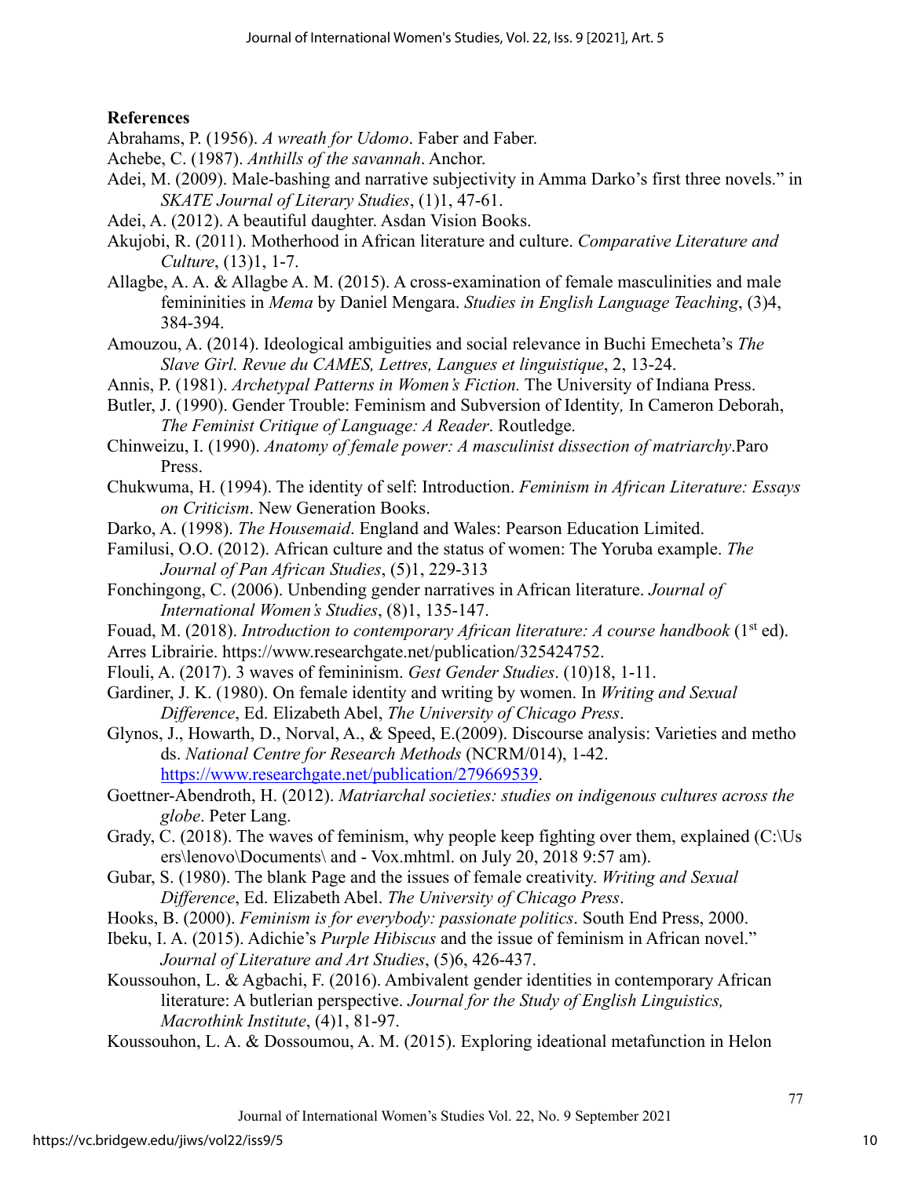**References**

Abrahams, P. (1956). *A wreath for Udomo*. Faber and Faber.

Achebe, C. (1987). *Anthills of the savannah*. Anchor.

Adei, M. (2009). Male-bashing and narrative subjectivity in Amma Darko's first three novels." in *SKATE Journal of Literary Studies*, (1)1, 47-61.

Adei, A. (2012). A beautiful daughter. Asdan Vision Books.

Akujobi, R. (2011). Motherhood in African literature and culture. *Comparative Literature and Culture*, (13)1, 1-7.

Allagbe, A. A. & Allagbe A. M. (2015). A cross-examination of female masculinities and male femininities in *Mema* by Daniel Mengara. *Studies in English Language Teaching*, (3)4, 384-394.

Amouzou, A. (2014). Ideological ambiguities and social relevance in Buchi Emecheta's *The Slave Girl. Revue du CAMES, Lettres, Langues et linguistique*, 2, 13-24.

Annis, P. (1981). *Archetypal Patterns in Women's Fiction.* The University of Indiana Press.

Butler, J. (1990). Gender Trouble: Feminism and Subversion of Identity*,* In Cameron Deborah, *The Feminist Critique of Language: A Reader*. Routledge.

Chinweizu, I. (1990). *Anatomy of female power: A masculinist dissection of matriarchy*.Paro Press.

Chukwuma, H. (1994). The identity of self: Introduction. *Feminism in African Literature: Essays on Criticism*. New Generation Books.

Darko, A. (1998). *The Housemaid*. England and Wales: Pearson Education Limited.

Familusi, O.O. (2012). African culture and the status of women: The Yoruba example. *The Journal of Pan African Studies*, (5)1, 229-313

Fonchingong, C. (2006). Unbending gender narratives in African literature. *Journal of International Women's Studies*, (8)1, 135-147.

Fouad, M. (2018). *Introduction to contemporary African literature: A course handbook* (1st ed). Arres Librairie. https://www.researchgate.net/publication/325424752.

Flouli, A. (2017). 3 waves of femininism. *Gest Gender Studies*. (10)18, 1-11.

Gardiner, J. K. (1980). On female identity and writing by women. In *Writing and Sexual Difference*, Ed. Elizabeth Abel, *The University of Chicago Press*.

Glynos, J., Howarth, D., Norval, A., & Speed, E.(2009). Discourse analysis: Varieties and metho ds. *National Centre for Research Methods* (NCRM/014), 1-42. https://www.researchgate.net/publication/279669539.

Goettner-Abendroth, H. (2012). *Matriarchal societies: studies on indigenous cultures across the globe*. Peter Lang.

Grady, C. (2018). The waves of feminism, why people keep fighting over them, explained (C:\Us ers\lenovo\Documents\ and - Vox.mhtml. on July 20, 2018 9:57 am).

Gubar, S. (1980). The blank Page and the issues of female creativity. *Writing and Sexual Difference*, Ed. Elizabeth Abel. *The University of Chicago Press*.

Hooks, B. (2000). *Feminism is for everybody: passionate politics*. South End Press, 2000.

Ibeku, I. A. (2015). Adichie's *Purple Hibiscus* and the issue of feminism in African novel." *Journal of Literature and Art Studies*, (5)6, 426-437.

Koussouhon, L. & Agbachi, F. (2016). Ambivalent gender identities in contemporary African literature: A butlerian perspective. *Journal for the Study of English Linguistics, Macrothink Institute*, (4)1, 81-97.

Koussouhon, L. A. & Dossoumou, A. M. (2015). Exploring ideational metafunction in Helon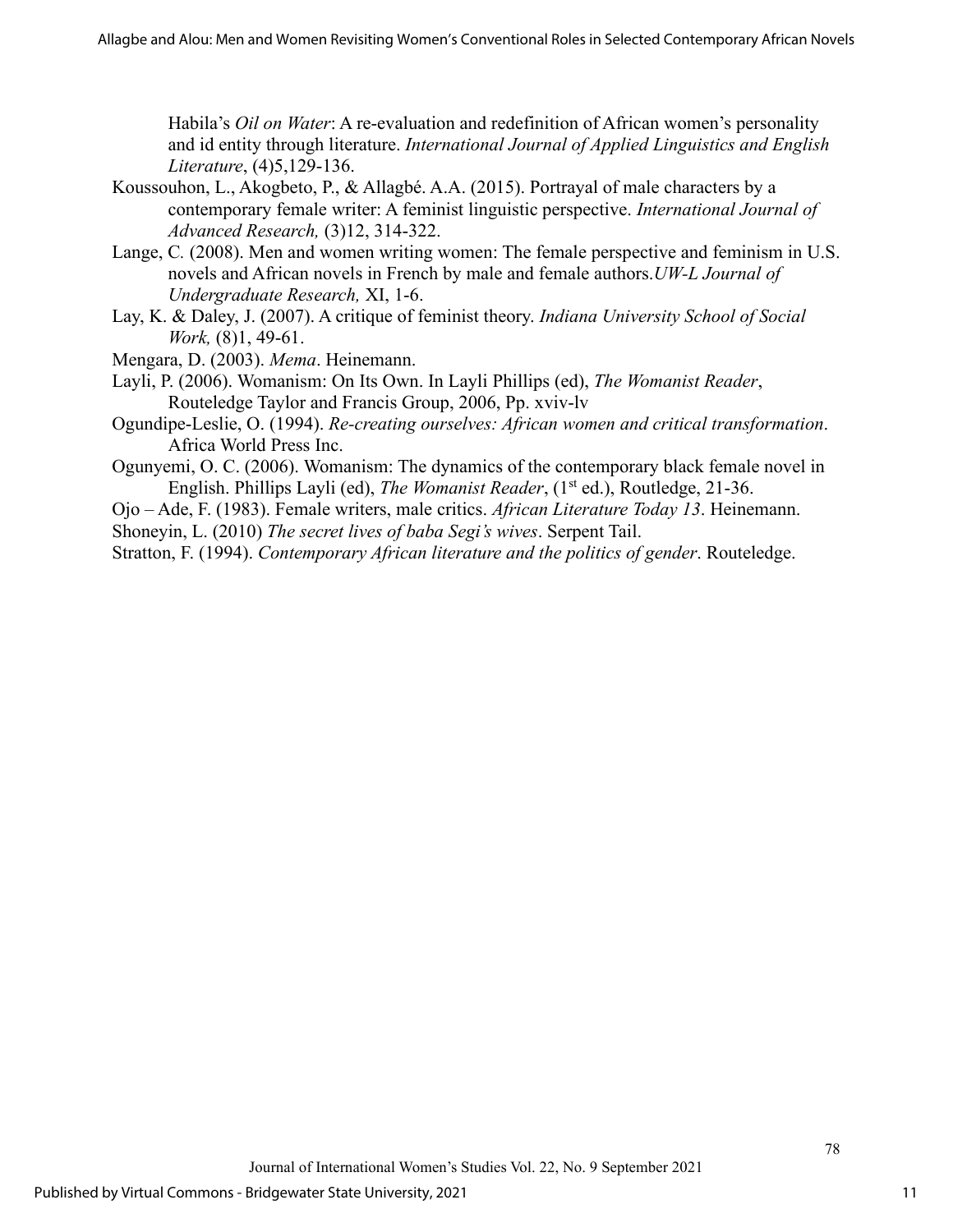Habila's *Oil on Water*: A re-evaluation and redefinition of African women's personality and id entity through literature. *International Journal of Applied Linguistics and English Literature*, (4)5,129-136.

Koussouhon, L., Akogbeto, P., & Allagbé. A.A. (2015). Portrayal of male characters by a contemporary female writer: A feminist linguistic perspective. *International Journal of Advanced Research,* (3)12, 314-322.

Lange, C. (2008). Men and women writing women: The female perspective and feminism in U.S. novels and African novels in French by male and female authors.*UW-L Journal of Undergraduate Research,* XI, 1-6.

Lay, K. & Daley, J. (2007). A critique of feminist theory. *Indiana University School of Social Work,* (8)1, 49-61.

Mengara, D. (2003). *Mema*. Heinemann.

Layli, P. (2006). Womanism: On Its Own. In Layli Phillips (ed), *The Womanist Reader*, Routeledge Taylor and Francis Group, 2006, Pp. xviv-lv

Ogundipe-Leslie, O. (1994). *Re-creating ourselves: African women and critical transformation*. Africa World Press Inc.

Ogunyemi, O. C. (2006). Womanism: The dynamics of the contemporary black female novel in English. Phillips Layli (ed), *The Womanist Reader*, (1st ed.), Routledge, 21-36.

Ojo – Ade, F. (1983). Female writers, male critics. *African Literature Today 13*. Heinemann.

Shoneyin, L. (2010) *The secret lives of baba Segi's wives*. Serpent Tail.

Stratton, F. (1994). *Contemporary African literature and the politics of gender*. Routeledge.